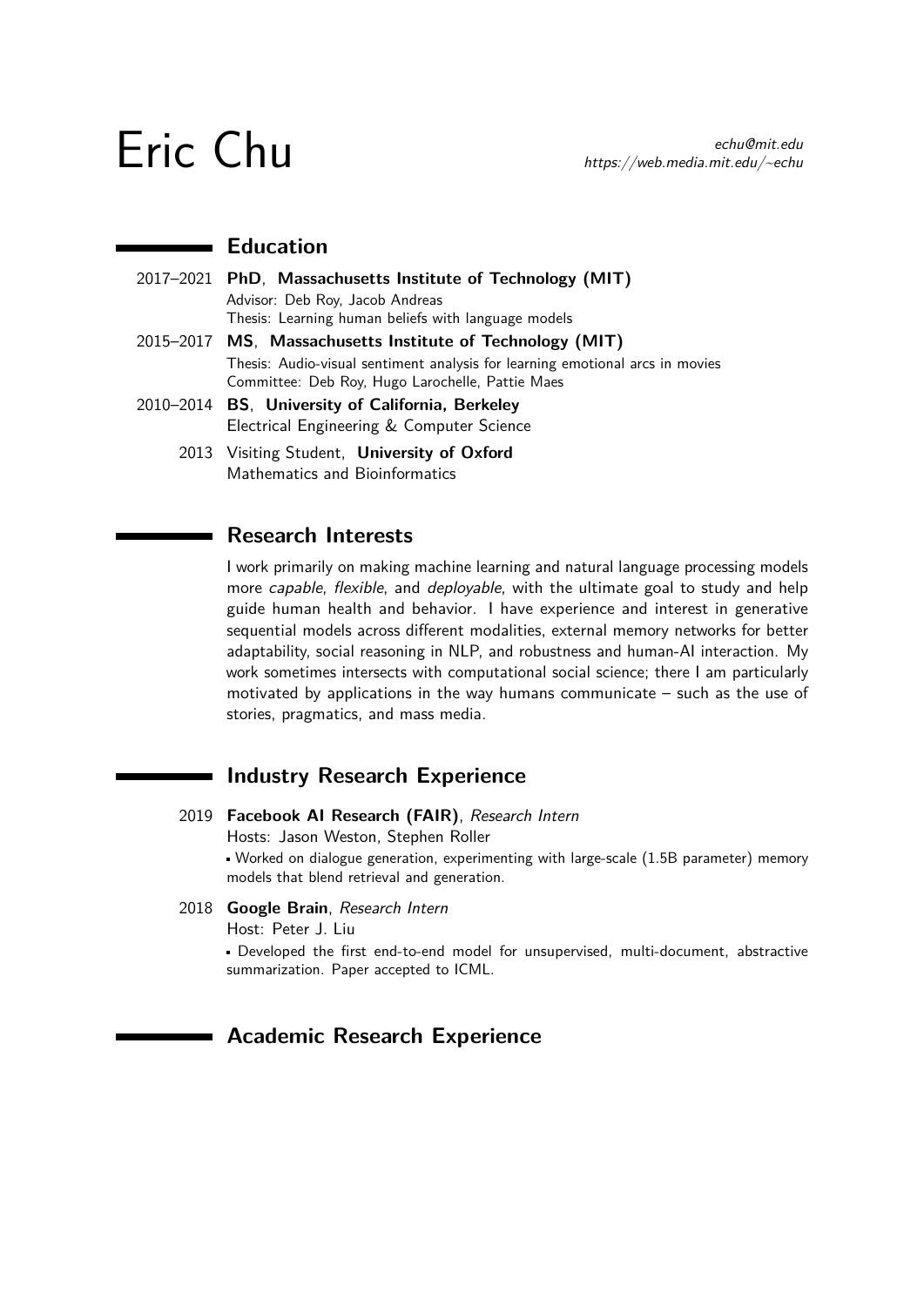# Eric Chu

*echu@mit.edu*
*https://web.media.mit.edu/~echu*

## Education

2017–2021 **PhD**, **Massachusetts Institute of Technology (MIT)**
Advisor: Deb Roy, Jacob Andreas
Thesis: Learning human beliefs with language models

2015–2017 **MS**, **Massachusetts Institute of Technology (MIT)**
Thesis: Audio-visual sentiment analysis for learning emotional arcs in movies
Committee: Deb Roy, Hugo Larochelle, Pattie Maes

2010–2014 **BS**, **University of California, Berkeley**
Electrical Engineering & Computer Science

2013 Visiting Student, **University of Oxford**
Mathematics and Bioinformatics

## Research Interests

I work primarily on making machine learning and natural language processing models more *capable*, *flexible*, and *deployable*, with the ultimate goal to study and help guide human health and behavior. I have experience and interest in generative sequential models across different modalities, external memory networks for better adaptability, social reasoning in NLP, and robustness and human-AI interaction. My work sometimes intersects with computational social science; there I am particularly motivated by applications in the way humans communicate – such as the use of stories, pragmatics, and mass media.

## Industry Research Experience

2019 **Facebook AI Research (FAIR)**, *Research Intern*
Hosts: Jason Weston, Stephen Roller
- Worked on dialogue generation, experimenting with large-scale (1.5B parameter) memory models that blend retrieval and generation.

2018 **Google Brain**, *Research Intern*
Host: Peter J. Liu
- Developed the first end-to-end model for unsupervised, multi-document, abstractive summarization. Paper accepted to ICML.

## Academic Research Experience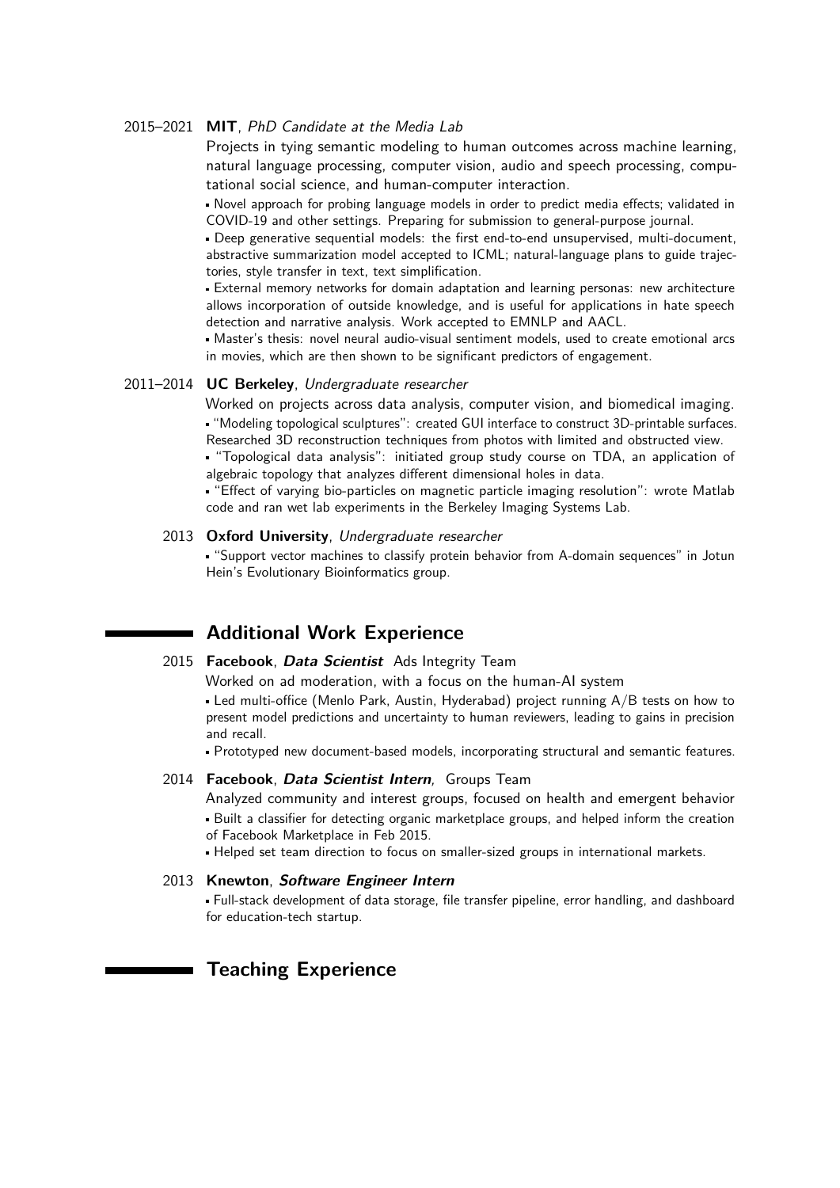2015–2021 **MIT**, *PhD Candidate at the Media Lab*

Projects in tying semantic modeling to human outcomes across machine learning, natural language processing, computer vision, audio and speech processing, computational social science, and human-computer interaction.

- Novel approach for probing language models in order to predict media effects; validated in COVID-19 and other settings. Preparing for submission to general-purpose journal.
- Deep generative sequential models: the first end-to-end unsupervised, multi-document, abstractive summarization model accepted to ICML; natural-language plans to guide trajectories, style transfer in text, text simplification.
- External memory networks for domain adaptation and learning personas: new architecture allows incorporation of outside knowledge, and is useful for applications in hate speech detection and narrative analysis. Work accepted to EMNLP and AACL.
- Master's thesis: novel neural audio-visual sentiment models, used to create emotional arcs in movies, which are then shown to be significant predictors of engagement.

2011–2014 **UC Berkeley**, *Undergraduate researcher*

Worked on projects across data analysis, computer vision, and biomedical imaging.

- "Modeling topological sculptures": created GUI interface to construct 3D-printable surfaces. Researched 3D reconstruction techniques from photos with limited and obstructed view.
- "Topological data analysis": initiated group study course on TDA, an application of algebraic topology that analyzes different dimensional holes in data.
- "Effect of varying bio-particles on magnetic particle imaging resolution": wrote Matlab code and ran wet lab experiments in the Berkeley Imaging Systems Lab.

2013 **Oxford University**, *Undergraduate researcher*

- "Support vector machines to classify protein behavior from A-domain sequences" in Jotun Hein's Evolutionary Bioinformatics group.

## Additional Work Experience

2015 **Facebook**, ***Data Scientist*** Ads Integrity Team

Worked on ad moderation, with a focus on the human-AI system

- Led multi-office (Menlo Park, Austin, Hyderabad) project running A/B tests on how to present model predictions and uncertainty to human reviewers, leading to gains in precision and recall.
- Prototyped new document-based models, incorporating structural and semantic features.

2014 **Facebook**, ***Data Scientist Intern**,* Groups Team

Analyzed community and interest groups, focused on health and emergent behavior

- Built a classifier for detecting organic marketplace groups, and helped inform the creation of Facebook Marketplace in Feb 2015.
- Helped set team direction to focus on smaller-sized groups in international markets.

2013 **Knewton**, ***Software Engineer Intern***

- Full-stack development of data storage, file transfer pipeline, error handling, and dashboard for education-tech startup.

## Teaching Experience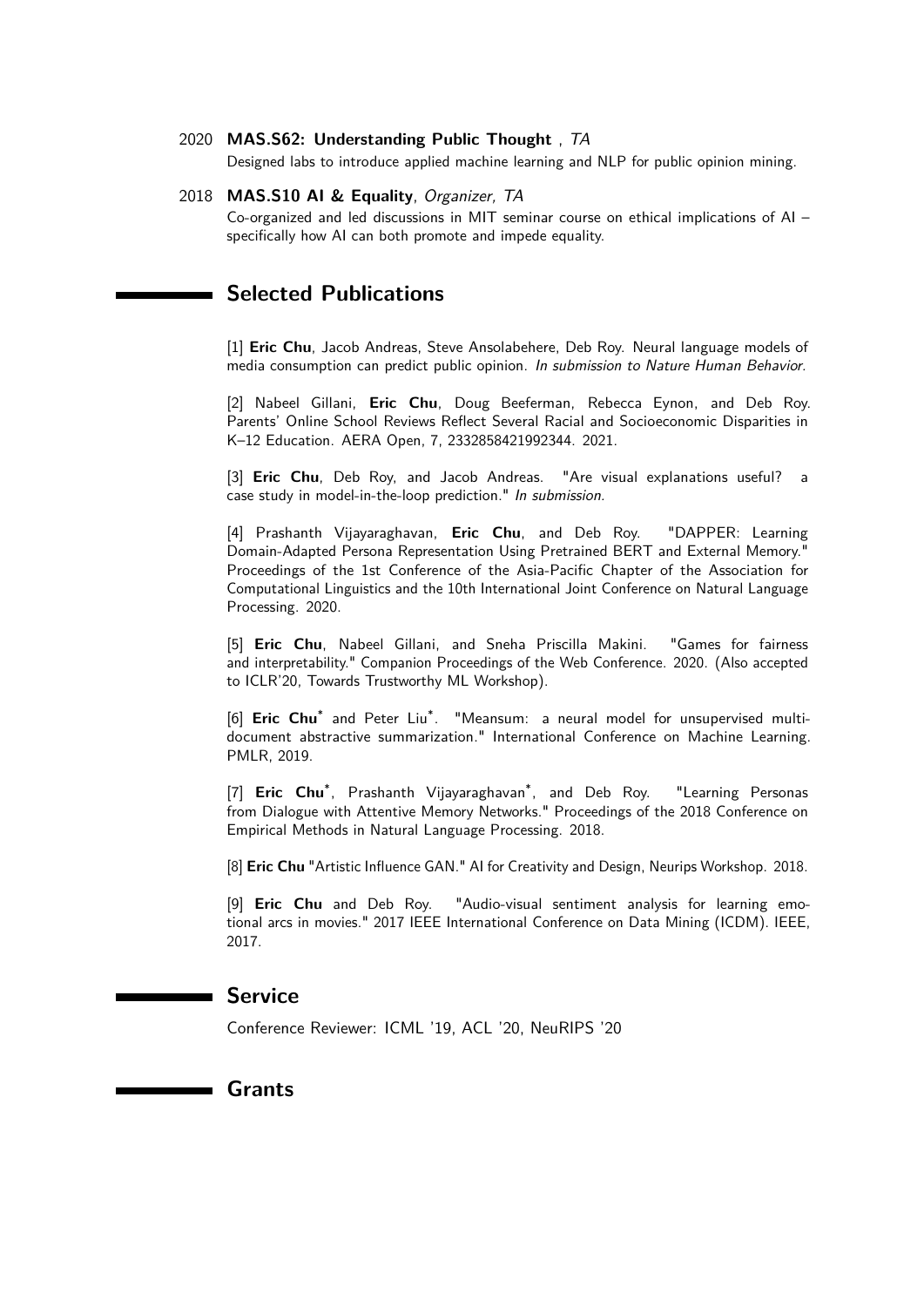2020 **MAS.S62: Understanding Public Thought** , *TA*

Designed labs to introduce applied machine learning and NLP for public opinion mining.

2018 **MAS.S10 AI & Equality**, *Organizer, TA*

Co-organized and led discussions in MIT seminar course on ethical implications of AI – specifically how AI can both promote and impede equality.

## Selected Publications

[1] **Eric Chu**, Jacob Andreas, Steve Ansolabehere, Deb Roy. Neural language models of media consumption can predict public opinion. *In submission to Nature Human Behavior.*

[2] Nabeel Gillani, **Eric Chu**, Doug Beeferman, Rebecca Eynon, and Deb Roy. Parents' Online School Reviews Reflect Several Racial and Socioeconomic Disparities in K–12 Education. AERA Open, 7, 2332858421992344. 2021.

[3] **Eric Chu**, Deb Roy, and Jacob Andreas. "Are visual explanations useful? a case study in model-in-the-loop prediction." *In submission.*

[4] Prashanth Vijayaraghavan, **Eric Chu**, and Deb Roy. "DAPPER: Learning Domain-Adapted Persona Representation Using Pretrained BERT and External Memory." Proceedings of the 1st Conference of the Asia-Pacific Chapter of the Association for Computational Linguistics and the 10th International Joint Conference on Natural Language Processing. 2020.

[5] **Eric Chu**, Nabeel Gillani, and Sneha Priscilla Makini. "Games for fairness and interpretability." Companion Proceedings of the Web Conference. 2020. (Also accepted to ICLR'20, Towards Trustworthy ML Workshop).

[6] **Eric Chu*** and Peter Liu*. "Meansum: a neural model for unsupervised multi-document abstractive summarization." International Conference on Machine Learning. PMLR, 2019.

[7] **Eric Chu***, Prashanth Vijayaraghavan*, and Deb Roy. "Learning Personas from Dialogue with Attentive Memory Networks." Proceedings of the 2018 Conference on Empirical Methods in Natural Language Processing. 2018.

[8] **Eric Chu** "Artistic Influence GAN." AI for Creativity and Design, Neurips Workshop. 2018.

[9] **Eric Chu** and Deb Roy. "Audio-visual sentiment analysis for learning emotional arcs in movies." 2017 IEEE International Conference on Data Mining (ICDM). IEEE, 2017.

## Service

Conference Reviewer: ICML '19, ACL '20, NeuRIPS '20

## Grants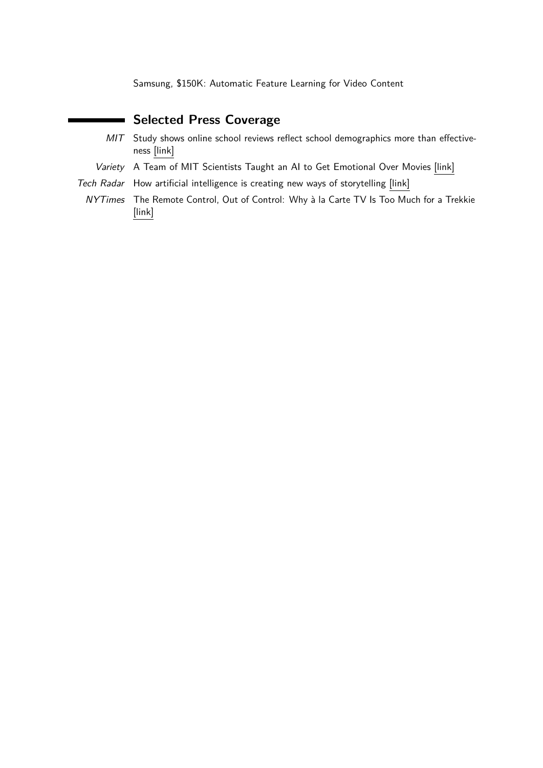Samsung, $150K: Automatic Feature Learning for Video Content

## Selected Press Coverage

*MIT* Study shows online school reviews reflect school demographics more than effectiveness [link]

*Variety* A Team of MIT Scientists Taught an AI to Get Emotional Over Movies [link]

*Tech Radar* How artificial intelligence is creating new ways of storytelling [link]

*NYTimes* The Remote Control, Out of Control: Why à la Carte TV Is Too Much for a Trekkie [link]